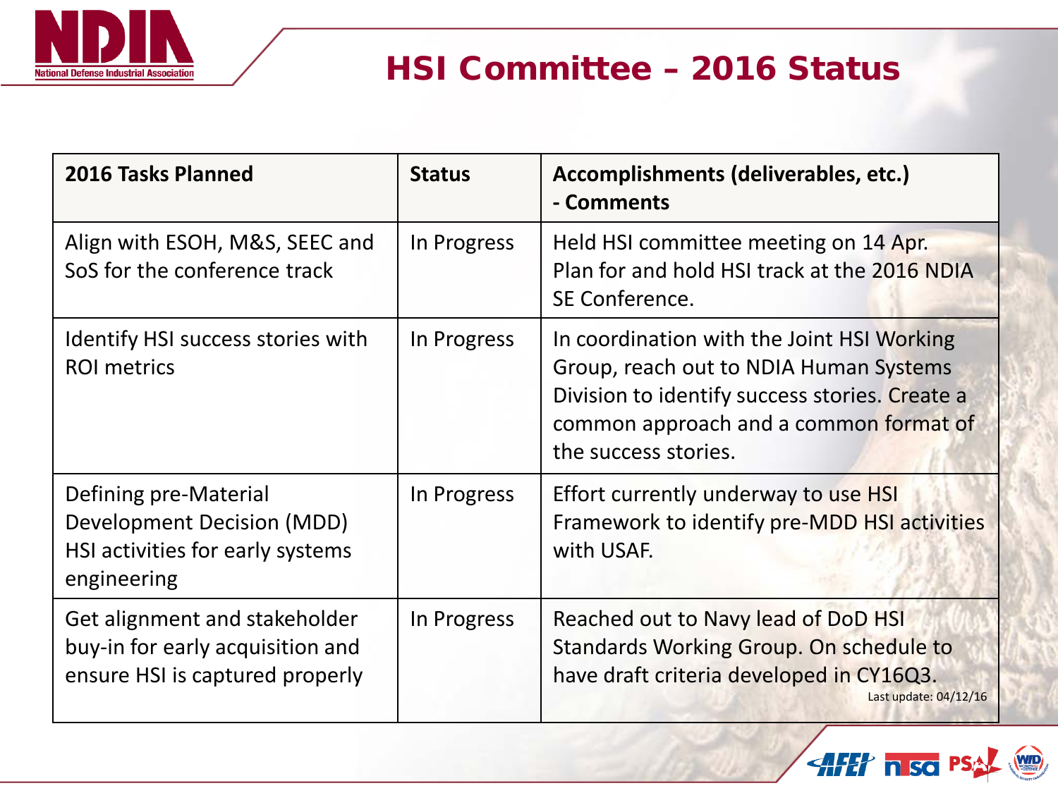# HSI Committee – 2016 Status

| 2016 Tasks Planned | Status | Accomplishments (deliverables, etc.) - Comments |
|---|---|---|
| Align with ESOH, M&S, SEEC and SoS for the conference track | In Progress | Held HSI committee meeting on 14 Apr. Plan for and hold HSI track at the 2016 NDIA SE Conference. |
| Identify HSI success stories with ROI metrics | In Progress | In coordination with the Joint HSI Working Group, reach out to NDIA Human Systems Division to identify success stories. Create a common approach and a common format of the success stories. |
| Defining pre-Material Development Decision (MDD) HSI activities for early systems engineering | In Progress | Effort currently underway to use HSI Framework to identify pre-MDD HSI activities with USAF. |
| Get alignment and stakeholder buy-in for early acquisition and ensure HSI is captured properly | In Progress | Reached out to Navy lead of DoD HSI Standards Working Group. On schedule to have draft criteria developed in CY16Q3. |

Last update: 04/12/16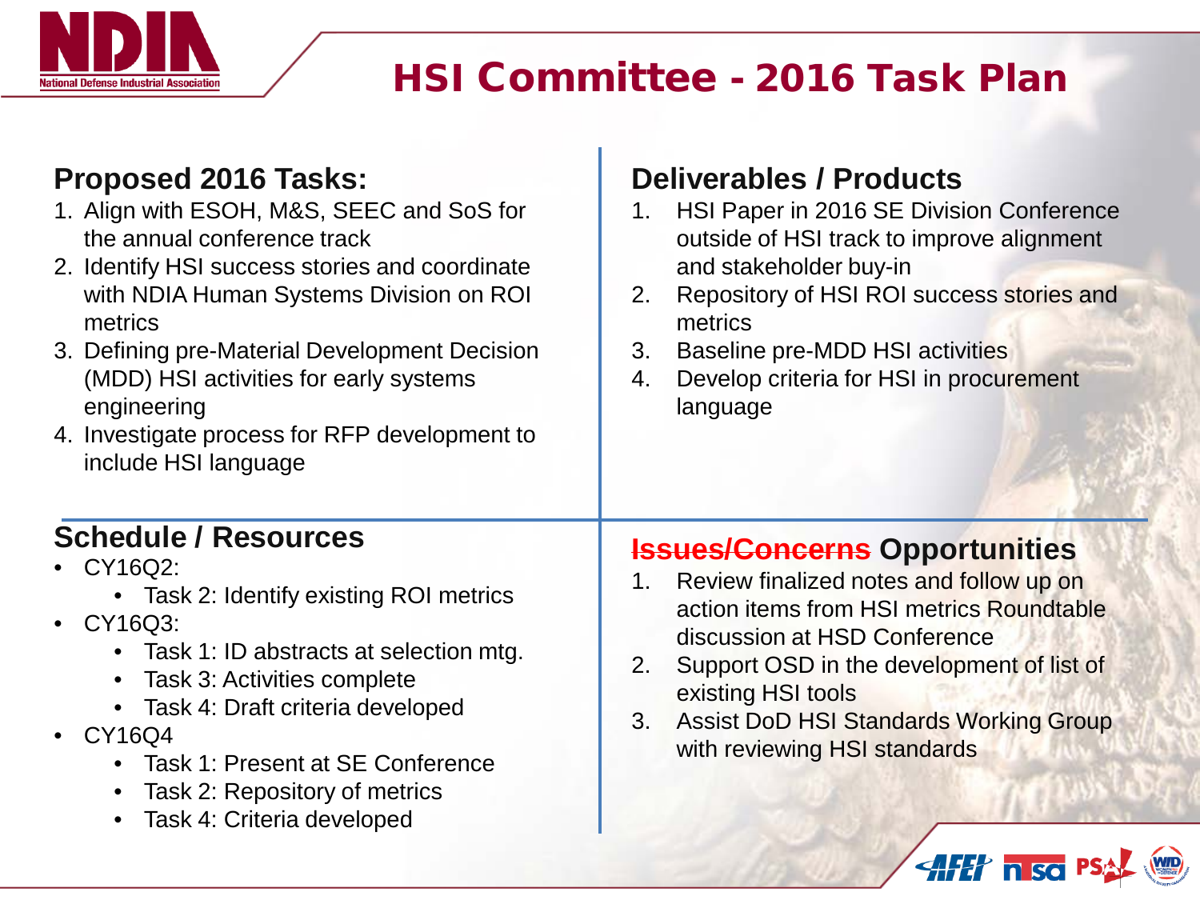# HSI Committee - 2016 Task Plan

## Proposed 2016 Tasks:

1. Align with ESOH, M&S, SEEC and SoS for the annual conference track
2. Identify HSI success stories and coordinate with NDIA Human Systems Division on ROI metrics
3. Defining pre-Material Development Decision (MDD) HSI activities for early systems engineering
4. Investigate process for RFP development to include HSI language

## Deliverables / Products

1. HSI Paper in 2016 SE Division Conference outside of HSI track to improve alignment and stakeholder buy-in
2. Repository of HSI ROI success stories and metrics
3. Baseline pre-MDD HSI activities
4. Develop criteria for HSI in procurement language

## Schedule / Resources

- CY16Q2:
  - Task 2: Identify existing ROI metrics
- CY16Q3:
  - Task 1: ID abstracts at selection mtg.
  - Task 3: Activities complete
  - Task 4: Draft criteria developed
- CY16Q4
  - Task 1: Present at SE Conference
  - Task 2: Repository of metrics
  - Task 4: Criteria developed

## ~~Issues/Concerns~~ Opportunities

1. Review finalized notes and follow up on action items from HSI metrics Roundtable discussion at HSD Conference
2. Support OSD in the development of list of existing HSI tools
3. Assist DoD HSI Standards Working Group with reviewing HSI standards